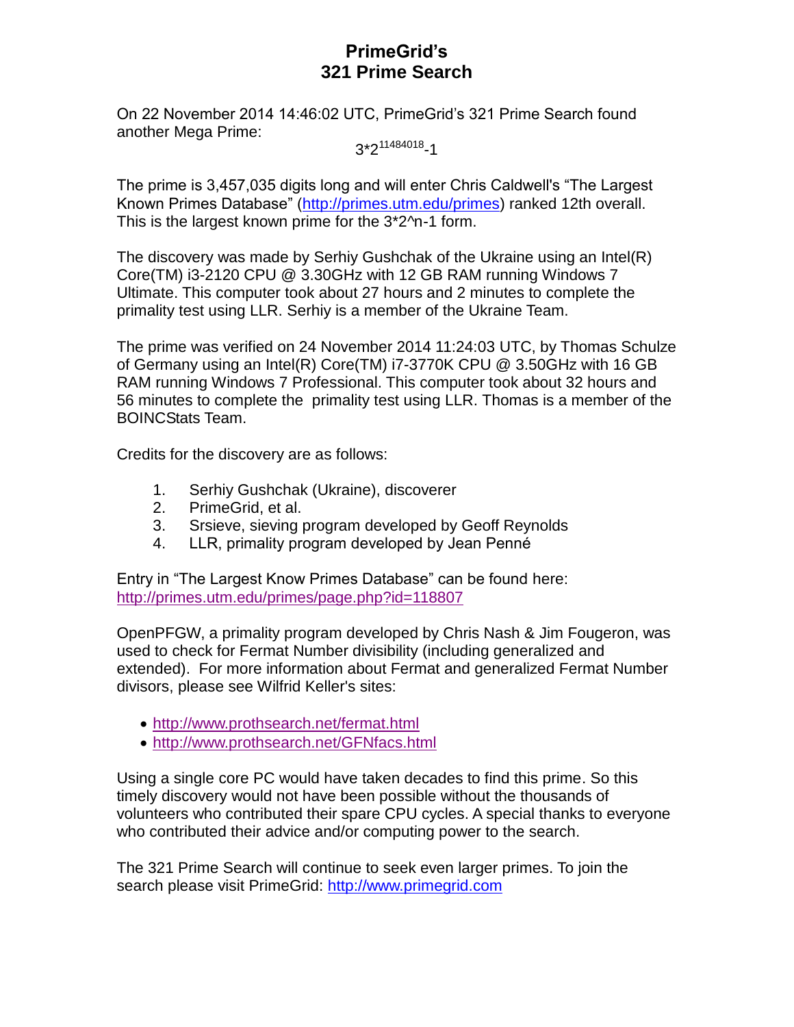# PrimeGrid's
# 321 Prime Search

On 22 November 2014 14:46:02 UTC, PrimeGrid's 321 Prime Search found another Mega Prime:

$$3 \cdot 2^{11484018}-1$$

The prime is 3,457,035 digits long and will enter Chris Caldwell's "The Largest Known Primes Database" (http://primes.utm.edu/primes) ranked 12th overall. This is the largest known prime for the 3*2^n-1 form.

The discovery was made by Serhiy Gushchak of the Ukraine using an Intel(R) Core(TM) i3-2120 CPU @ 3.30GHz with 12 GB RAM running Windows 7 Ultimate. This computer took about 27 hours and 2 minutes to complete the primality test using LLR. Serhiy is a member of the Ukraine Team.

The prime was verified on 24 November 2014 11:24:03 UTC, by Thomas Schulze of Germany using an Intel(R) Core(TM) i7-3770K CPU @ 3.50GHz with 16 GB RAM running Windows 7 Professional. This computer took about 32 hours and 56 minutes to complete the primality test using LLR. Thomas is a member of the BOINCStats Team.

Credits for the discovery are as follows:

1. Serhiy Gushchak (Ukraine), discoverer
2. PrimeGrid, et al.
3. Srsieve, sieving program developed by Geoff Reynolds
4. LLR, primality program developed by Jean Penné

Entry in "The Largest Know Primes Database" can be found here:
http://primes.utm.edu/primes/page.php?id=118807

OpenPFGW, a primality program developed by Chris Nash & Jim Fougeron, was used to check for Fermat Number divisibility (including generalized and extended). For more information about Fermat and generalized Fermat Number divisors, please see Wilfrid Keller's sites:

- http://www.prothsearch.net/fermat.html
- http://www.prothsearch.net/GFNfacs.html

Using a single core PC would have taken decades to find this prime. So this timely discovery would not have been possible without the thousands of volunteers who contributed their spare CPU cycles. A special thanks to everyone who contributed their advice and/or computing power to the search.

The 321 Prime Search will continue to seek even larger primes. To join the search please visit PrimeGrid: http://www.primegrid.com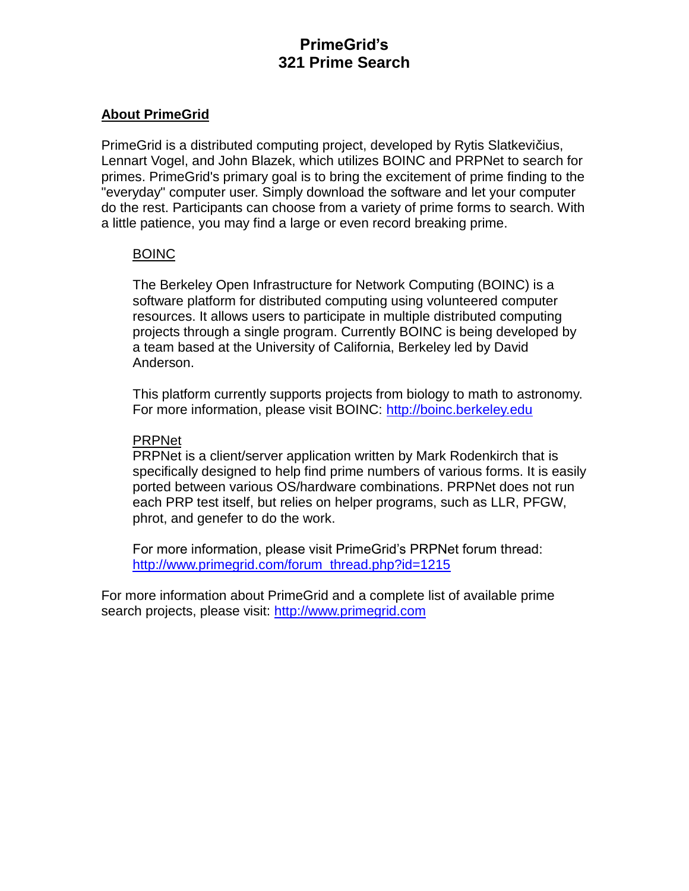# PrimeGrid's
# 321 Prime Search

## About PrimeGrid

PrimeGrid is a distributed computing project, developed by Rytis Slatkevičius, Lennart Vogel, and John Blazek, which utilizes BOINC and PRPNet to search for primes. PrimeGrid's primary goal is to bring the excitement of prime finding to the "everyday" computer user. Simply download the software and let your computer do the rest. Participants can choose from a variety of prime forms to search. With a little patience, you may find a large or even record breaking prime.

### BOINC

The Berkeley Open Infrastructure for Network Computing (BOINC) is a software platform for distributed computing using volunteered computer resources. It allows users to participate in multiple distributed computing projects through a single program. Currently BOINC is being developed by a team based at the University of California, Berkeley led by David Anderson.

This platform currently supports projects from biology to math to astronomy. For more information, please visit BOINC: http://boinc.berkeley.edu

### PRPNet

PRPNet is a client/server application written by Mark Rodenkirch that is specifically designed to help find prime numbers of various forms. It is easily ported between various OS/hardware combinations. PRPNet does not run each PRP test itself, but relies on helper programs, such as LLR, PFGW, phrot, and genefer to do the work.

For more information, please visit PrimeGrid's PRPNet forum thread: http://www.primegrid.com/forum_thread.php?id=1215

For more information about PrimeGrid and a complete list of available prime search projects, please visit: http://www.primegrid.com